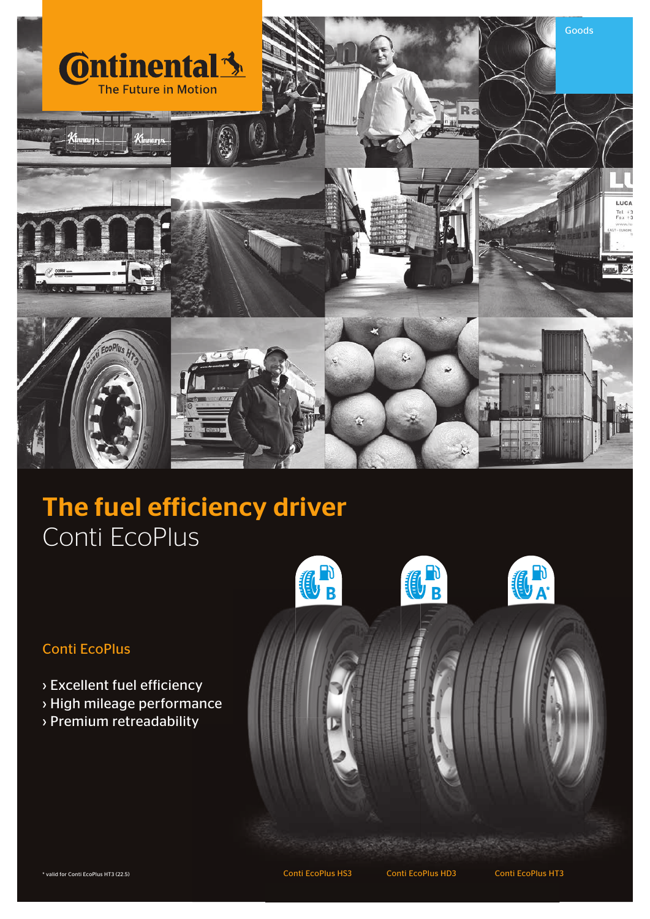Continental
The Future in Motion

Goods

# The fuel efficiency driver
## Conti EcoPlus

### Conti EcoPlus

- › Excellent fuel efficiency
- › High mileage performance
- › Premium retreadability

B B A*

Conti EcoPlus HS3 | Conti EcoPlus HD3 | Conti EcoPlus HT3

\* valid for Conti EcoPlus HT3 (22.5)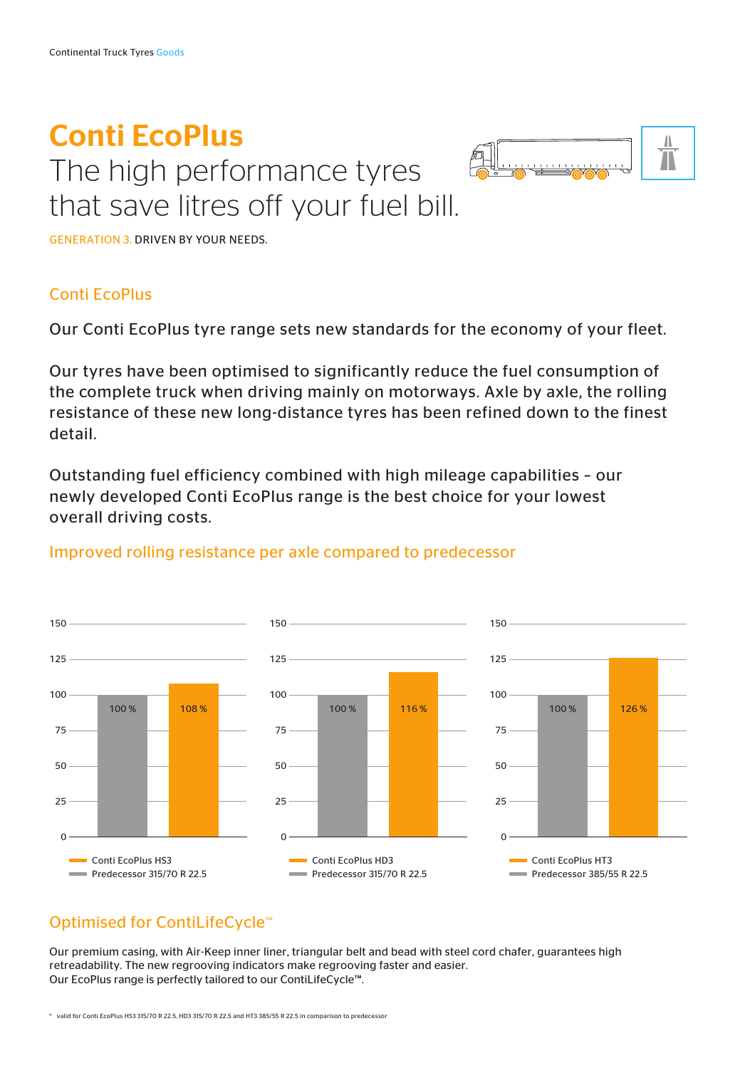# Conti EcoPlus

## The high performance tyres that save litres off your fuel bill.

GENERATION 3. DRIVEN BY YOUR NEEDS.

### Conti EcoPlus

Our Conti EcoPlus tyre range sets new standards for the economy of your fleet.

Our tyres have been optimised to significantly reduce the fuel consumption of the complete truck when driving mainly on motorways. Axle by axle, the rolling resistance of these new long-distance tyres has been refined down to the finest detail.

Outstanding fuel efficiency combined with high mileage capabilities – our newly developed Conti EcoPlus range is the best choice for your lowest overall driving costs.

### Improved rolling resistance per axle compared to predecessor

| | Predecessor | Conti EcoPlus |
|---|---|---|
| Conti EcoPlus HS3 / Predecessor 315/70 R 22.5 | 100 % | 108 % |
| Conti EcoPlus HD3 / Predecessor 315/70 R 22.5 | 100 % | 116 % |
| Conti EcoPlus HT3 / Predecessor 385/55 R 22.5 | 100 % | 126 % |

### Optimised for ContiLifeCycle™

Our premium casing, with Air-Keep inner liner, triangular belt and bead with steel cord chafer, guarantees high retreadability. The new regrooving indicators make regrooving faster and easier.
Our EcoPlus range is perfectly tailored to our ContiLifeCycle™.

* valid for Conti EcoPlus HS3 315/70 R 22.5, HD3 315/70 R 22.5 and HT3 385/55 R 22.5 in comparison to predecessor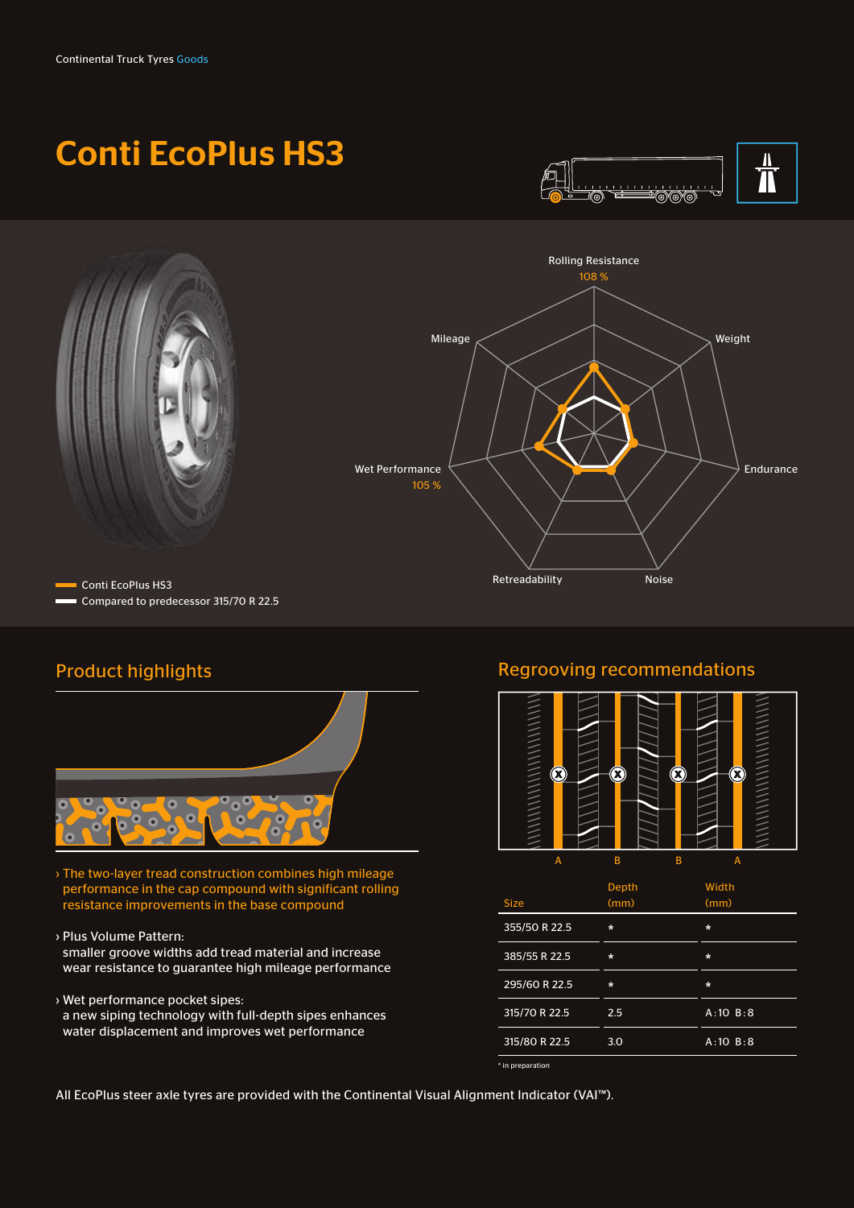Continental Truck Tyres Goods

# Conti EcoPlus HS3

Rolling Resistance 108 %

Mileage

Weight

Wet Performance 105 %

Endurance

Retreadability

Noise

Conti EcoPlus HS3

Compared to predecessor 315/70 R 22.5

## Product highlights

› The two-layer tread construction combines high mileage performance in the cap compound with significant rolling resistance improvements in the base compound

› Plus Volume Pattern:
smaller groove widths add tread material and increase wear resistance to guarantee high mileage performance

› Wet performance pocket sipes:
a new siping technology with full-depth sipes enhances water displacement and improves wet performance

## Regrooving recommendations

A B B A

| Size | Depth (mm) | Width (mm) |
|---|---|---|
| 355/50 R 22.5 | * | * |
| 385/55 R 22.5 | * | * |
| 295/60 R 22.5 | * | * |
| 315/70 R 22.5 | 2.5 | A:10 B:8 |
| 315/80 R 22.5 | 3.0 | A:10 B:8 |

* in preparation

All EcoPlus steer axle tyres are provided with the Continental Visual Alignment Indicator (VAI™).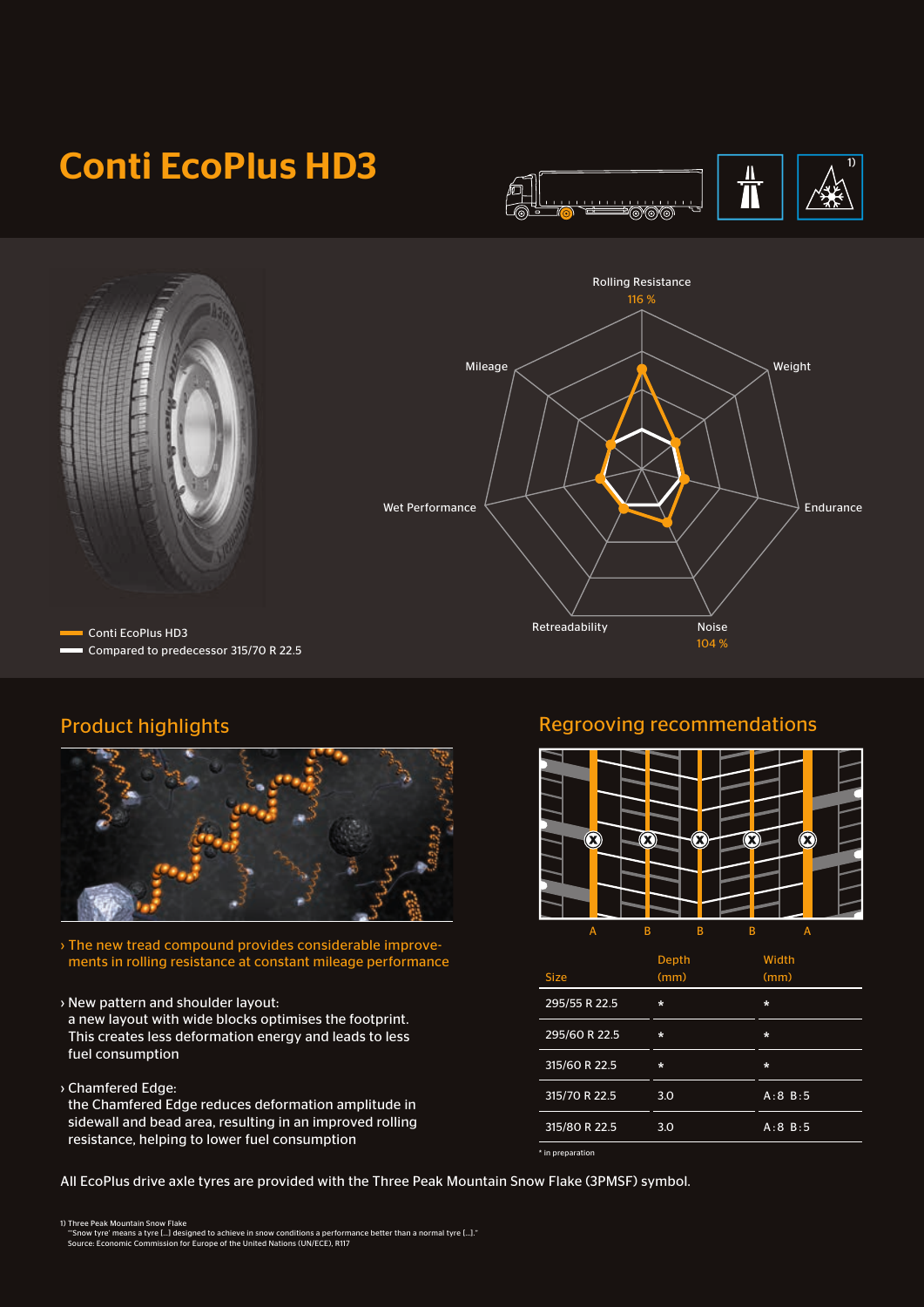# Conti EcoPlus HD3

1)

Rolling Resistance
116 %

Mileage

Weight

Wet Performance

Endurance

Retreadability

Noise
104 %

Conti EcoPlus HD3
Compared to predecessor 315/70 R 22.5

## Product highlights

› The new tread compound provides considerable improvements in rolling resistance at constant mileage performance

› New pattern and shoulder layout:
a new layout with wide blocks optimises the footprint. This creates less deformation energy and leads to less fuel consumption

› Chamfered Edge:
the Chamfered Edge reduces deformation amplitude in sidewall and bead area, resulting in an improved rolling resistance, helping to lower fuel consumption

## Regrooving recommendations

A B B B A

| Size | Depth (mm) | Width (mm) |
|---|---|---|
| 295/55 R 22.5 | * | * |
| 295/60 R 22.5 | * | * |
| 315/60 R 22.5 | * | * |
| 315/70 R 22.5 | 3.0 | A:8 B:5 |
| 315/80 R 22.5 | 3.0 | A:8 B:5 |

* in preparation

All EcoPlus drive axle tyres are provided with the Three Peak Mountain Snow Flake (3PMSF) symbol.

1) Three Peak Mountain Snow Flake
"'Snow tyre' means a tyre [...] designed to achieve in snow conditions a performance better than a normal tyre [...]."
Source: Economic Commission for Europe of the United Nations (UN/ECE), R117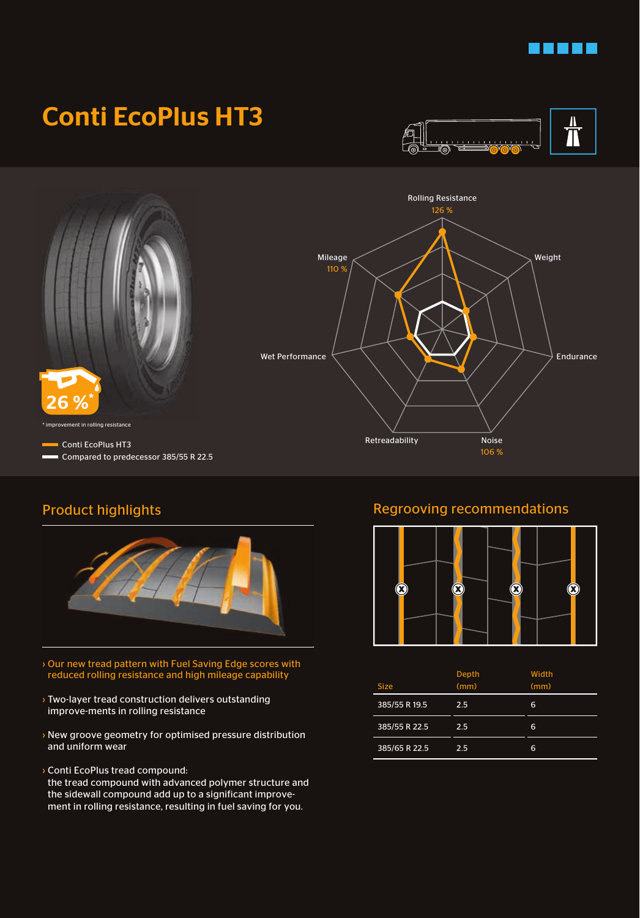# Conti EcoPlus HT3

26 %*

* improvement in rolling resistance

Conti EcoPlus HT3

Compared to predecessor 385/55 R 22.5

Rolling Resistance 126 %

Weight

Endurance

Noise 106 %

Retreadability

Wet Performance

Mileage 110 %

## Product highlights

- Our new tread pattern with Fuel Saving Edge scores with reduced rolling resistance and high mileage capability
- Two-layer tread construction delivers outstanding improve-ments in rolling resistance
- New groove geometry for optimised pressure distribution and uniform wear
- Conti EcoPlus tread compound: the tread compound with advanced polymer structure and the sidewall compound add up to a significant improve-ment in rolling resistance, resulting in fuel saving for you.

## Regrooving recommendations

| Size | Depth (mm) | Width (mm) |
|---|---|---|
| 385/55 R 19.5 | 2.5 | 6 |
| 385/55 R 22.5 | 2.5 | 6 |
| 385/65 R 22.5 | 2.5 | 6 |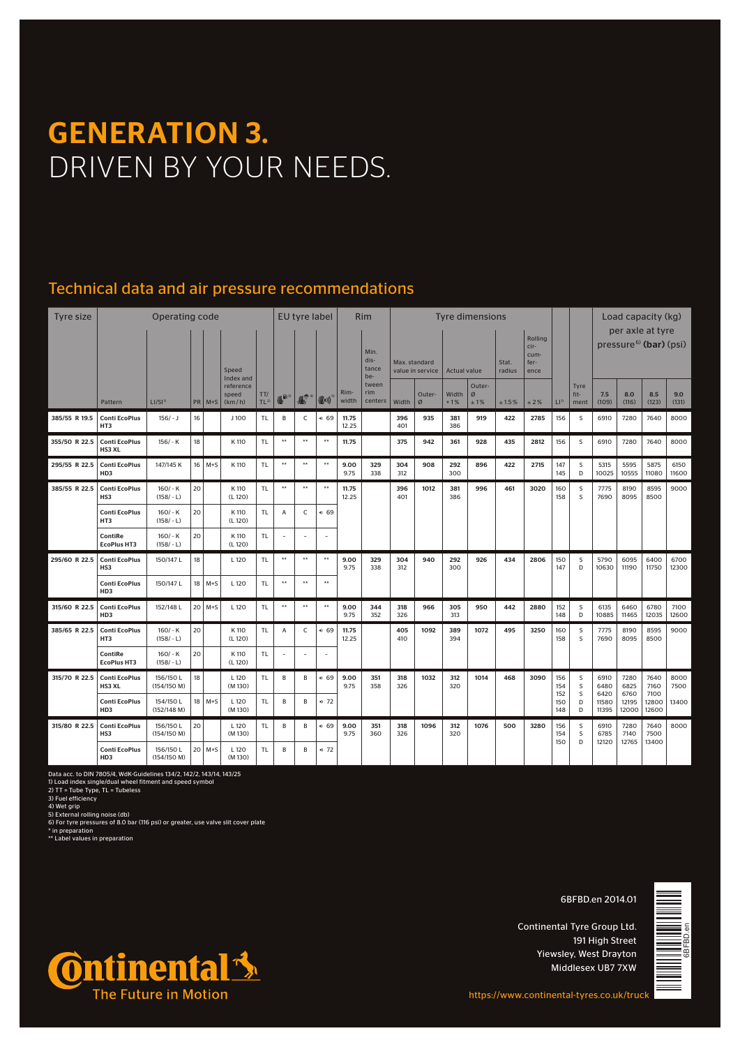# GENERATION 3.
DRIVEN BY YOUR NEEDS.

## Technical data and air pressure recommendations

| Tyre size | Operating code | | | | | | EU tyre label | | | Rim | | Tyre dimensions | | | | | | | | | Load capacity (kg) per axle at tyre pressure[6] (bar) (psi) | | | |
|---|---|---|---|---|---|---|---|---|---|---|---|---|---|---|---|---|---|---|---|---|---|---|---|---|
| | | | | | Speed Index and reference speed | | | | | | Min. distance between rim centers | Max. standard value in service | | Actual value | | Stat. radius | Rolling circumference | | | | | | | |
| | Pattern | LI/SI[1] | PR | M+S | (km/h) | TT/TL[2] | [3] | [4] | [5] | Rim-width | | Width | Outer-Ø | Width +1% | Outer-Ø ±1% | ±1.5% | ±2% | LI[1] | Tyre fit-ment | 7.5 (109) | 8.0 (116) | 8.5 (123) | 9.0 (131) |
| 385/55 R 19.5 | Conti EcoPlus HT3 | 156/ - J | 16 | | J 100 | TL | B | C | 69 | 11.75 12.25 | | 396 401 | 935 | 381 386 | 919 | 422 | 2785 | 156 | S | 6910 | 7280 | 7640 | 8000 |
| 355/50 R 22.5 | Conti EcoPlus HS3 XL | 156/ - K | 18 | | K 110 | TL | ** | ** | ** | 11.75 | | 375 | 942 | 361 | 928 | 435 | 2812 | 156 | S | 6910 | 7280 | 7640 | 8000 |
| 295/55 R 22.5 | Conti EcoPlus HD3 | 147/145 K | 16 | M+S | K 110 | TL | ** | ** | ** | 9.00 9.75 | 329 338 | 304 312 | 908 | 292 300 | 896 | 422 | 2715 | 147 145 | S D | 5315 10025 | 5595 10555 | 5875 11080 | 6150 11600 |
| 385/55 R 22.5 | Conti EcoPlus HS3 | 160/ - K (158/ - L) | 20 | | K 110 (L 120) | TL | ** | ** | ** | 11.75 12.25 | | 396 401 | 1012 | 381 386 | 996 | 461 | 3020 | 160 158 | S S | 7775 7690 | 8190 8095 | 8595 8500 | 9000 |
| | Conti EcoPlus HT3 | 160/ - K (158/ - L) | 20 | | K 110 (L 120) | TL | A | C | 69 | | | | | | | | | | | | | | |
| | ContiRe EcoPlus HT3 | 160/ - K (158/ - L) | 20 | | K 110 (L 120) | TL | - | - | - | | | | | | | | | | | | | | |
| 295/60 R 22.5 | Conti EcoPlus HS3 | 150/147 L | 18 | | L 120 | TL | ** | ** | ** | 9.00 9.75 | 329 338 | 304 312 | 940 | 292 300 | 926 | 434 | 2806 | 150 147 | S D | 5790 10630 | 6095 11190 | 6400 11750 | 6700 12300 |
| | Conti EcoPlus HD3 | 150/147 L | 18 | M+S | L 120 | TL | ** | ** | ** | | | | | | | | | | | | | | |
| 315/60 R 22.5 | Conti EcoPlus HD3 | 152/148 L | 20 | M+S | L 120 | TL | ** | ** | ** | 9.00 9.75 | 344 352 | 318 326 | 966 | 305 313 | 950 | 442 | 2880 | 152 148 | S D | 6135 10885 | 6460 11465 | 6780 12035 | 7100 12600 |
| 385/65 R 22.5 | Conti EcoPlus HT3 | 160/ - K (158/ - L) | 20 | | K 110 (L 120) | TL | A | C | 69 | 11.75 12.25 | | 405 410 | 1092 | 389 394 | 1072 | 495 | 3250 | 160 158 | S S | 7775 7690 | 8190 8095 | 8595 8500 | 9000 |
| | ContiRe EcoPlus HT3 | 160/ - K (158/ - L) | 20 | | K 110 (L 120) | TL | - | - | - | | | | | | | | | | | | | | |
| 315/70 R 22.5 | Conti EcoPlus HS3 XL | 156/150 L (154/150 M) | 18 | | L 120 (M 130) | TL | B | B | 69 | 9.00 9.75 | 351 358 | 318 326 | 1032 | 312 320 | 1014 | 468 | 3090 | 156 154 152 | S S S | 6910 6480 6420 | 7280 6825 6760 | 7640 7160 7100 | 8000 7500 |
| | Conti EcoPlus HD3 | 154/150 L (152/148 M) | 18 | M+S | L 120 (M 130) | TL | B | B | 72 | | | | | | | | | 150 148 | D D | 11580 11395 | 12195 12000 | 12800 12600 | 13400 |
| 315/80 R 22.5 | Conti EcoPlus HS3 | 156/150 L (154/150 M) | 20 | | L 120 (M 130) | TL | B | B | 69 | 9.00 9.75 | 351 360 | 318 326 | 1096 | 312 320 | 1076 | 500 | 3280 | 156 154 150 | S S D | 6910 6785 12120 | 7280 7140 12765 | 7640 7500 13400 | 8000 |
| | Conti EcoPlus HD3 | 156/150 L (154/150 M) | 20 | M+S | L 120 (M 130) | TL | B | B | 72 | | | | | | | | | | | | | | |

Data acc. to DIN 7805/4, WdK-Guidelines 134/2, 142/2, 143/14, 143/25
1) Load index single/dual wheel fitment and speed symbol
2) TT = Tube Type, TL = Tubeless
3) Fuel efficiency
4) Wet grip
5) External rolling noise (db)
6) For tyre pressures of 8.0 bar (116 psi) or greater, use valve slit cover plate
* in preparation
** Label values in preparation

6BFBD.en 2014.01

Continental Tyre Group Ltd.
191 High Street
Yiewsley, West Drayton
Middlesex UB7 7XW

https://www.continental-tyres.co.uk/truck

Continental
The Future in Motion